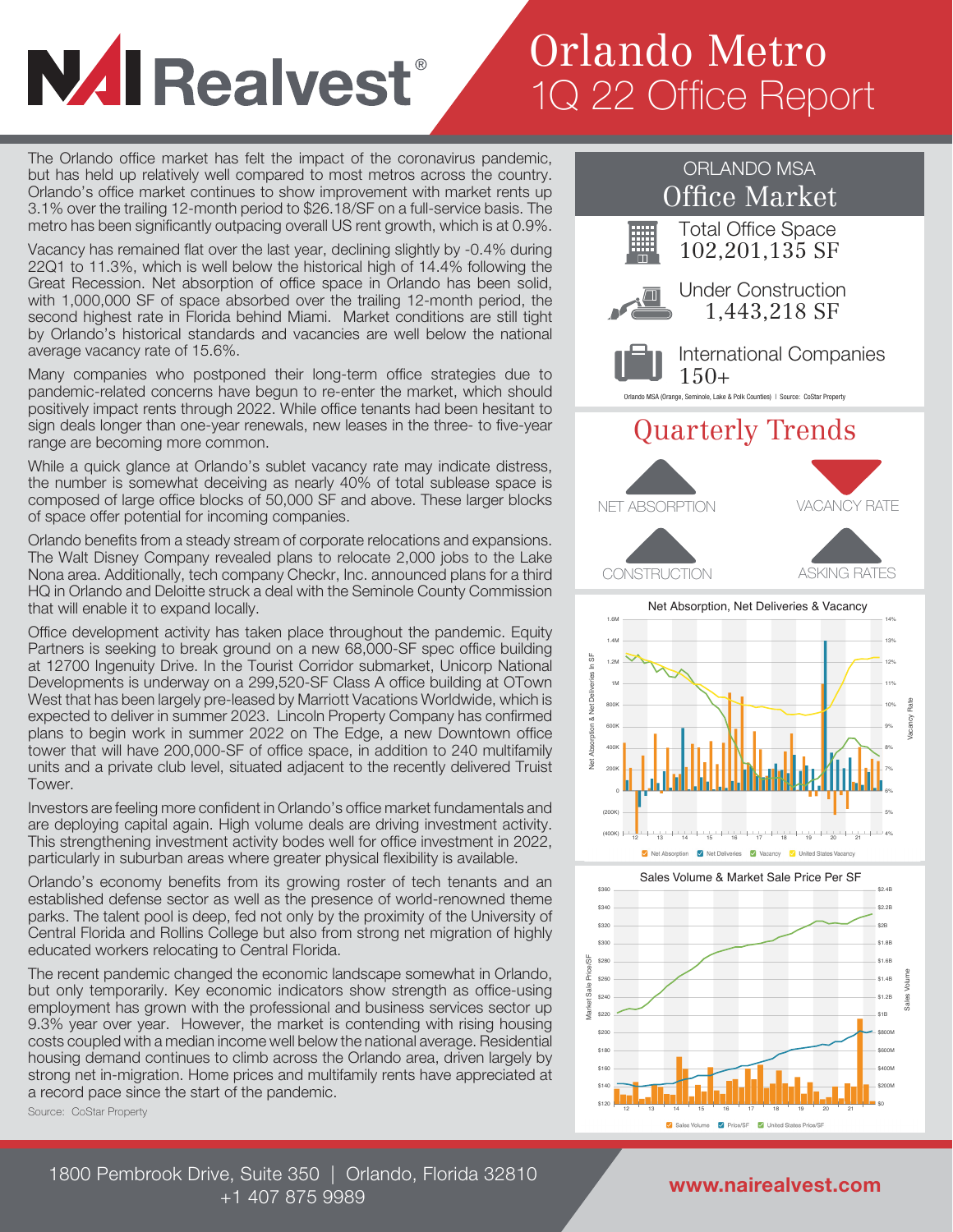# NAI Realvest®

# Orlando Metro 1Q 22 Office Report

The Orlando office market has felt the impact of the coronavirus pandemic, but has held up relatively well compared to most metros across the country. Orlando's office market continues to show improvement with market rents up 3.1% over the trailing 12-month period to $26.18/SF on a full-service basis. The metro has been significantly outpacing overall US rent growth, which is at 0.9%.

Vacancy has remained flat over the last year, declining slightly by -0.4% during 22Q1 to 11.3%, which is well below the historical high of 14.4% following the Great Recession. Net absorption of office space in Orlando has been solid, with 1,000,000 SF of space absorbed over the trailing 12-month period, the second highest rate in Florida behind Miami. Market conditions are still tight by Orlando's historical standards and vacancies are well below the national average vacancy rate of 15.6%.

Many companies who postponed their long-term office strategies due to pandemic-related concerns have begun to re-enter the market, which should positively impact rents through 2022. While office tenants had been hesitant to sign deals longer than one-year renewals, new leases in the three- to five-year range are becoming more common.

While a quick glance at Orlando's sublet vacancy rate may indicate distress, the number is somewhat deceiving as nearly 40% of total sublease space is composed of large office blocks of 50,000 SF and above. These larger blocks of space offer potential for incoming companies.

Orlando benefits from a steady stream of corporate relocations and expansions. The Walt Disney Company revealed plans to relocate 2,000 jobs to the Lake Nona area. Additionally, tech company Checkr, Inc. announced plans for a third HQ in Orlando and Deloitte struck a deal with the Seminole County Commission that will enable it to expand locally.

Office development activity has taken place throughout the pandemic. Equity Partners is seeking to break ground on a new 68,000-SF spec office building at 12700 Ingenuity Drive. In the Tourist Corridor submarket, Unicorp National Developments is underway on a 299,520-SF Class A office building at OTown West that has been largely pre-leased by Marriott Vacations Worldwide, which is expected to deliver in summer 2023. Lincoln Property Company has confirmed plans to begin work in summer 2022 on The Edge, a new Downtown office tower that will have 200,000-SF of office space, in addition to 240 multifamily units and a private club level, situated adjacent to the recently delivered Truist Tower.

Investors are feeling more confident in Orlando's office market fundamentals and are deploying capital again. High volume deals are driving investment activity. This strengthening investment activity bodes well for office investment in 2022, particularly in suburban areas where greater physical flexibility is available.

Orlando's economy benefits from its growing roster of tech tenants and an established defense sector as well as the presence of world-renowned theme parks. The talent pool is deep, fed not only by the proximity of the University of Central Florida and Rollins College but also from strong net migration of highly educated workers relocating to Central Florida.

The recent pandemic changed the economic landscape somewhat in Orlando, but only temporarily. Key economic indicators show strength as office-using employment has grown with the professional and business services sector up 9.3% year over year. However, the market is contending with rising housing costs coupled with a median income well below the national average. Residential housing demand continues to climb across the Orlando area, driven largely by strong net in-migration. Home prices and multifamily rents have appreciated at a record pace since the start of the pandemic.

Source: CoStar Property

## ORLANDO MSA Office Market

- Total Office Space: 102,201,135 SF
- Under Construction: 1,443,218 SF
- International Companies: 150+

Orlando MSA (Orange, Seminole, Lake & Polk Counties) | Source: CoStar Property

## Quarterly Trends

- NET ABSORPTION: Up
- VACANCY RATE: Down
- CONSTRUCTION: Up
- ASKING RATES: Up

### Net Absorption, Net Deliveries & Vacancy

Legend: Net Absorption, Net Deliveries, Vacancy, United States Vacancy

### Sales Volume & Market Sale Price Per SF

Legend: Sales Volume, Price/SF, United States Price/SF

1800 Pembrook Drive, Suite 350 | Orlando, Florida 32810
+1 407 875 9989

www.nairealvest.com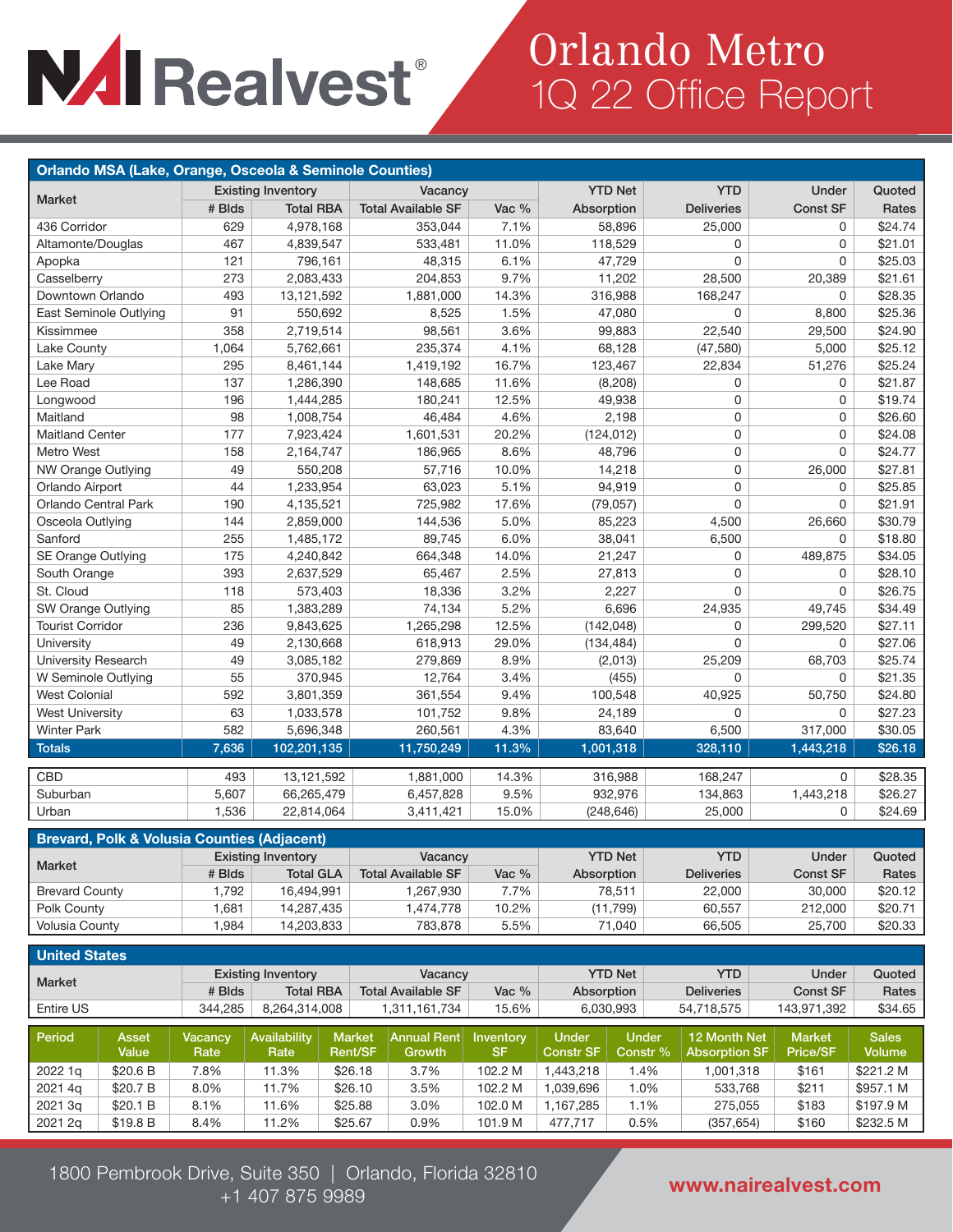# Orlando Metro 1Q 22 Office Report

NAI Realvest®

| Orlando MSA (Lake, Orange, Osceola & Seminole Counties) | | | | | | | | |
|---|---|---|---|---|---|---|---|---|
| Market | Existing Inventory | | Vacancy | | YTD Net | YTD | Under | Quoted |
| | # Blds | Total RBA | Total Available SF | Vac % | Absorption | Deliveries | Const SF | Rates |
| 436 Corridor | 629 | 4,978,168 | 353,044 | 7.1% | 58,896 | 25,000 | 0 | $24.74 |
| Altamonte/Douglas | 467 | 4,839,547 | 533,481 | 11.0% | 118,529 | 0 | 0 | $21.01 |
| Apopka | 121 | 796,161 | 48,315 | 6.1% | 47,729 | 0 | 0 | $25.03 |
| Casselberry | 273 | 2,083,433 | 204,853 | 9.7% | 11,202 | 28,500 | 20,389 | $21.61 |
| Downtown Orlando | 493 | 13,121,592 | 1,881,000 | 14.3% | 316,988 | 168,247 | 0 | $28.35 |
| East Seminole Outlying | 91 | 550,692 | 8,525 | 1.5% | 47,080 | 0 | 8,800 | $25.36 |
| Kissimmee | 358 | 2,719,514 | 98,561 | 3.6% | 99,883 | 22,540 | 29,500 | $24.90 |
| Lake County | 1,064 | 5,762,661 | 235,374 | 4.1% | 68,128 | (47,580) | 5,000 | $25.12 |
| Lake Mary | 295 | 8,461,144 | 1,419,192 | 16.7% | 123,467 | 22,834 | 51,276 | $25.24 |
| Lee Road | 137 | 1,286,390 | 148,685 | 11.6% | (8,208) | 0 | 0 | $21.87 |
| Longwood | 196 | 1,444,285 | 180,241 | 12.5% | 49,938 | 0 | 0 | $19.74 |
| Maitland | 98 | 1,008,754 | 46,484 | 4.6% | 2,198 | 0 | 0 | $26.60 |
| Maitland Center | 177 | 7,923,424 | 1,601,531 | 20.2% | (124,012) | 0 | 0 | $24.08 |
| Metro West | 158 | 2,164,747 | 186,965 | 8.6% | 48,796 | 0 | 0 | $24.77 |
| NW Orange Outlying | 49 | 550,208 | 57,716 | 10.0% | 14,218 | 0 | 26,000 | $27.81 |
| Orlando Airport | 44 | 1,233,954 | 63,023 | 5.1% | 94,919 | 0 | 0 | $25.85 |
| Orlando Central Park | 190 | 4,135,521 | 725,982 | 17.6% | (79,057) | 0 | 0 | $21.91 |
| Osceola Outlying | 144 | 2,859,000 | 144,536 | 5.0% | 85,223 | 4,500 | 26,660 | $30.79 |
| Sanford | 255 | 1,485,172 | 89,745 | 6.0% | 38,041 | 6,500 | 0 | $18.80 |
| SE Orange Outlying | 175 | 4,240,842 | 664,348 | 14.0% | 21,247 | 0 | 489,875 | $34.05 |
| South Orange | 393 | 2,637,529 | 65,467 | 2.5% | 27,813 | 0 | 0 | $28.10 |
| St. Cloud | 118 | 573,403 | 18,336 | 3.2% | 2,227 | 0 | 0 | $26.75 |
| SW Orange Outlying | 85 | 1,383,289 | 74,134 | 5.2% | 6,696 | 24,935 | 49,745 | $34.49 |
| Tourist Corridor | 236 | 9,843,625 | 1,265,298 | 12.5% | (142,048) | 0 | 299,520 | $27.11 |
| University | 49 | 2,130,668 | 618,913 | 29.0% | (134,484) | 0 | 0 | $27.06 |
| University Research | 49 | 3,085,182 | 279,869 | 8.9% | (2,013) | 25,209 | 68,703 | $25.74 |
| W Seminole Outlying | 55 | 370,945 | 12,764 | 3.4% | (455) | 0 | 0 | $21.35 |
| West Colonial | 592 | 3,801,359 | 361,554 | 9.4% | 100,548 | 40,925 | 50,750 | $24.80 |
| West University | 63 | 1,033,578 | 101,752 | 9.8% | 24,189 | 0 | 0 | $27.23 |
| Winter Park | 582 | 5,696,348 | 260,561 | 4.3% | 83,640 | 6,500 | 317,000 | $30.05 |
| **Totals** | **7,636** | **102,201,135** | **11,750,249** | **11.3%** | **1,001,318** | **328,110** | **1,443,218** | **$26.18** |
| CBD | 493 | 13,121,592 | 1,881,000 | 14.3% | 316,988 | 168,247 | 0 | $28.35 |
| Suburban | 5,607 | 66,265,479 | 6,457,828 | 9.5% | 932,976 | 134,863 | 1,443,218 | $26.27 |
| Urban | 1,536 | 22,814,064 | 3,411,421 | 15.0% | (248,646) | 25,000 | 0 | $24.69 |

| Brevard, Polk & Volusia Counties (Adjacent) | | | | | | | | |
|---|---|---|---|---|---|---|---|---|
| Market | Existing Inventory | | Vacancy | | YTD Net | YTD | Under | Quoted |
| | # Blds | Total GLA | Total Available SF | Vac % | Absorption | Deliveries | Const SF | Rates |
| Brevard County | 1,792 | 16,494,991 | 1,267,930 | 7.7% | 78,511 | 22,000 | 30,000 | $20.12 |
| Polk County | 1,681 | 14,287,435 | 1,474,778 | 10.2% | (11,799) | 60,557 | 212,000 | $20.71 |
| Volusia County | 1,984 | 14,203,833 | 783,878 | 5.5% | 71,040 | 66,505 | 25,700 | $20.33 |

| United States | | | | | | | | |
|---|---|---|---|---|---|---|---|---|
| Market | Existing Inventory | | Vacancy | | YTD Net | YTD | Under | Quoted |
| | # Blds | Total RBA | Total Available SF | Vac % | Absorption | Deliveries | Const SF | Rates |
| Entire US | 344,285 | 8,264,314,008 | 1,311,161,734 | 15.6% | 6,030,993 | 54,718,575 | 143,971,392 | $34.65 |

| Period | Asset Value | Vacancy Rate | Availability Rate | Market Rent/SF | Annual Rent Growth | Inventory SF | Under Constr SF | Under Constr % | 12 Month Net Absorption SF | Market Price/SF | Sales Volume |
|---|---|---|---|---|---|---|---|---|---|---|---|
| 2022 1q | $20.6 B | 7.8% | 11.3% | $26.18 | 3.7% | 102.2 M | 1,443,218 | 1.4% | 1,001,318 | $161 | $221.2 M |
| 2021 4q | $20.7 B | 8.0% | 11.7% | $26.10 | 3.5% | 102.2 M | 1,039,696 | 1.0% | 533,768 | $211 | $957.1 M |
| 2021 3q | $20.1 B | 8.1% | 11.6% | $25.88 | 3.0% | 102.0 M | 1,167,285 | 1.1% | 275,055 | $183 | $197.9 M |
| 2021 2q | $19.8 B | 8.4% | 11.2% | $25.67 | 0.9% | 101.9 M | 477,717 | 0.5% | (357,654) | $160 | $232.5 M |

1800 Pembrook Drive, Suite 350 | Orlando, Florida 32810
+1 407 875 9989

www.nairealvest.com